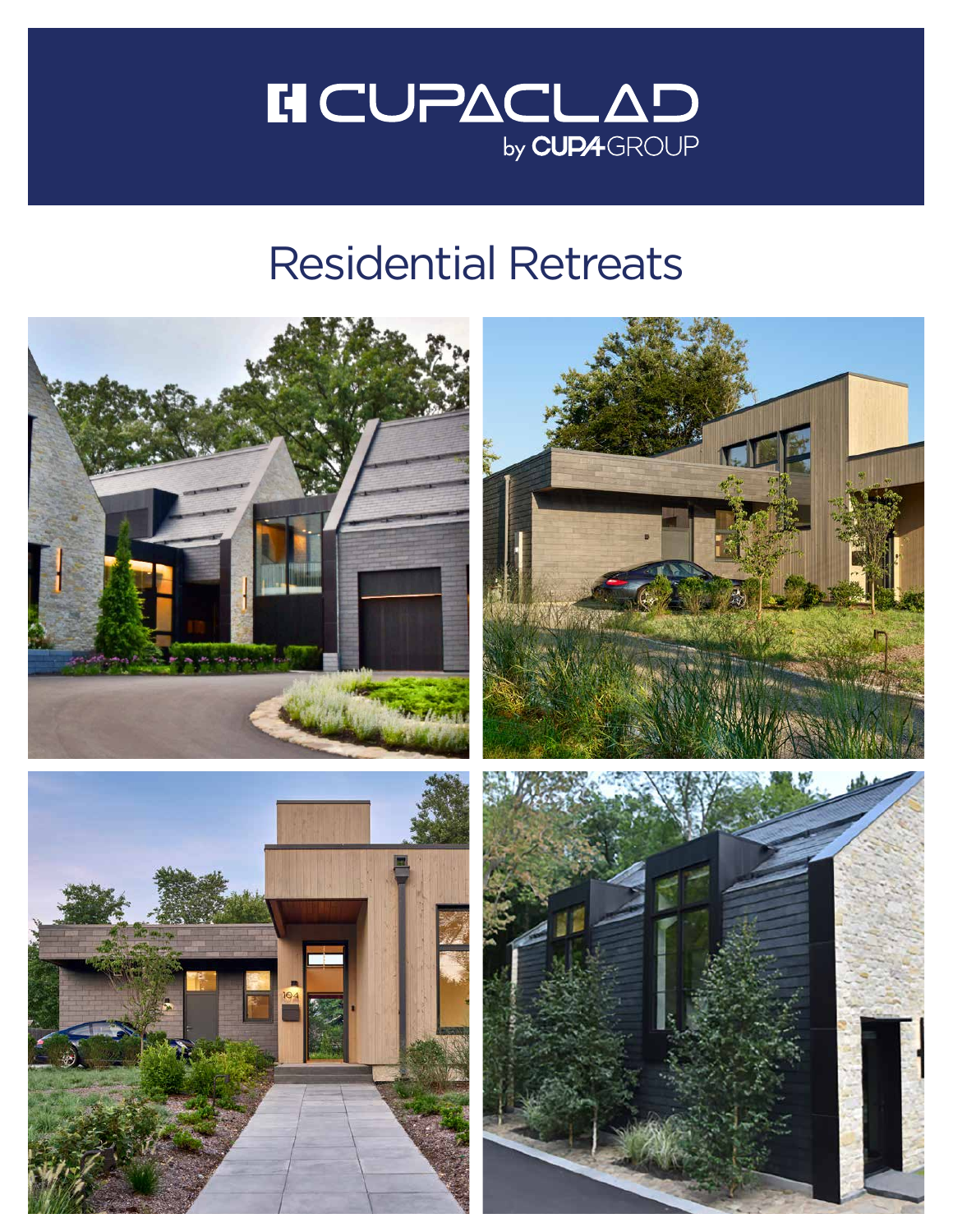# CUPACLAD

by CUPA GROUP

## Residential Retreats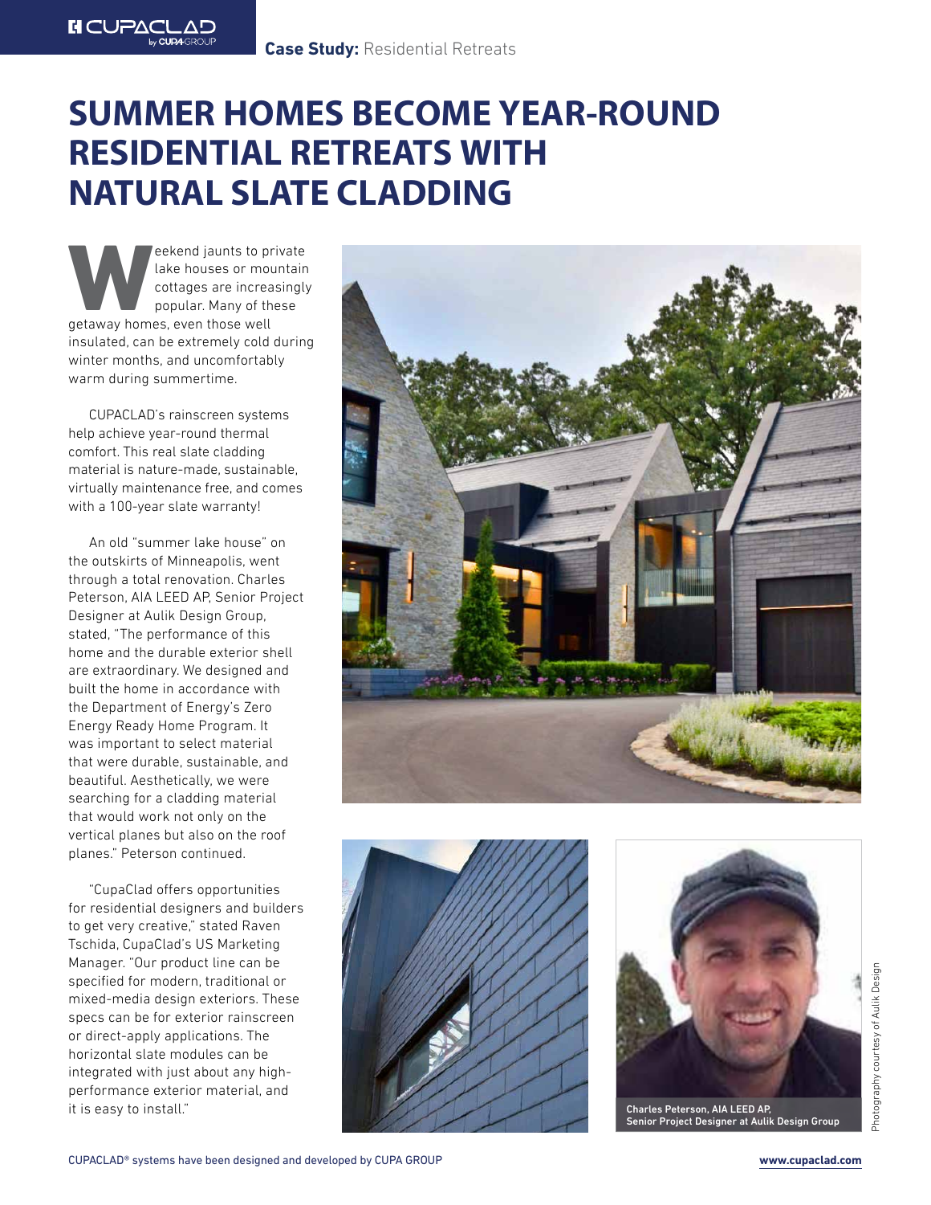**Case Study:** Residential Retreats

# SUMMER HOMES BECOME YEAR-ROUND RESIDENTIAL RETREATS WITH NATURAL SLATE CLADDING

Weekend jaunts to private lake houses or mountain cottages are increasingly popular. Many of these getaway homes, even those well insulated, can be extremely cold during winter months, and uncomfortably warm during summertime.

CUPACLAD's rainscreen systems help achieve year-round thermal comfort. This real slate cladding material is nature-made, sustainable, virtually maintenance free, and comes with a 100-year slate warranty!

An old "summer lake house" on the outskirts of Minneapolis, went through a total renovation. Charles Peterson, AIA LEED AP, Senior Project Designer at Aulik Design Group, stated, "The performance of this home and the durable exterior shell are extraordinary. We designed and built the home in accordance with the Department of Energy's Zero Energy Ready Home Program. It was important to select material that were durable, sustainable, and beautiful. Aesthetically, we were searching for a cladding material that would work not only on the vertical planes but also on the roof planes." Peterson continued.

"CupaClad offers opportunities for residential designers and builders to get very creative," stated Raven Tschida, CupaClad's US Marketing Manager. "Our product line can be specified for modern, traditional or mixed-media design exteriors. These specs can be for exterior rainscreen or direct-apply applications. The horizontal slate modules can be integrated with just about any high-performance exterior material, and it is easy to install."

Charles Peterson, AIA LEED AP, Senior Project Designer at Aulik Design Group

Photography courtesy of Aulik Design

CUPACLAD® systems have been designed and developed by CUPA GROUP

www.cupaclad.com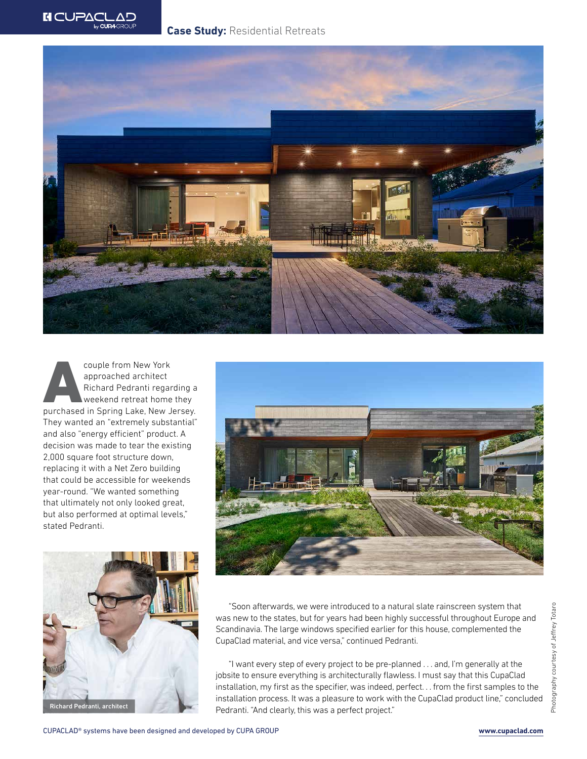**Case Study:** Residential Retreats

A couple from New York approached architect Richard Pedranti regarding a weekend retreat home they purchased in Spring Lake, New Jersey. They wanted an "extremely substantial" and also "energy efficient" product. A decision was made to tear the existing 2,000 square foot structure down, replacing it with a Net Zero building that could be accessible for weekends year-round. "We wanted something that ultimately not only looked great, but also performed at optimal levels," stated Pedranti.

Richard Pedranti, architect

"Soon afterwards, we were introduced to a natural slate rainscreen system that was new to the states, but for years had been highly successful throughout Europe and Scandinavia. The large windows specified earlier for this house, complemented the CupaClad material, and vice versa," continued Pedranti.

"I want every step of every project to be pre-planned . . . and, I'm generally at the jobsite to ensure everything is architecturally flawless. I must say that this CupaClad installation, my first as the specifier, was indeed, perfect. . . from the first samples to the installation process. It was a pleasure to work with the CupaClad product line," concluded Pedranti. "And clearly, this was a perfect project."

Photography courtesy of Jeffrey Totaro

CUPACLAD® systems have been designed and developed by CUPA GROUP

www.cupaclad.com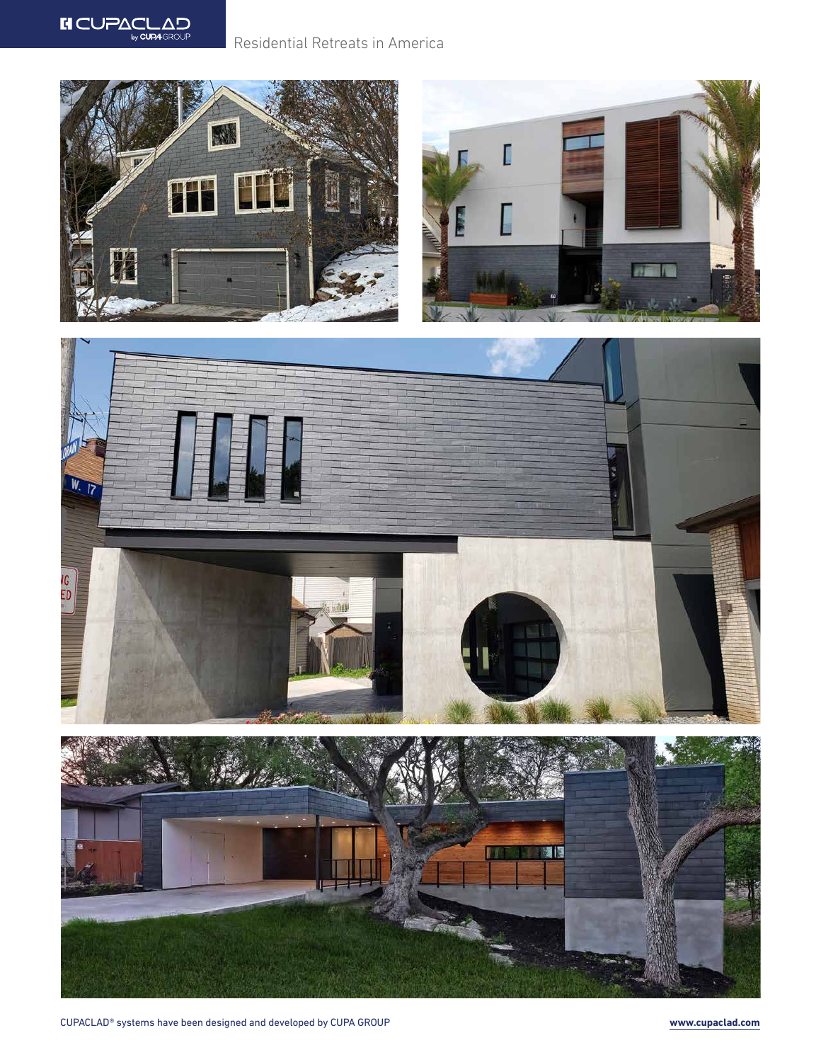Residential Retreats in America

CUPACLAD® systems have been designed and developed by CUPA GROUP

www.cupaclad.com